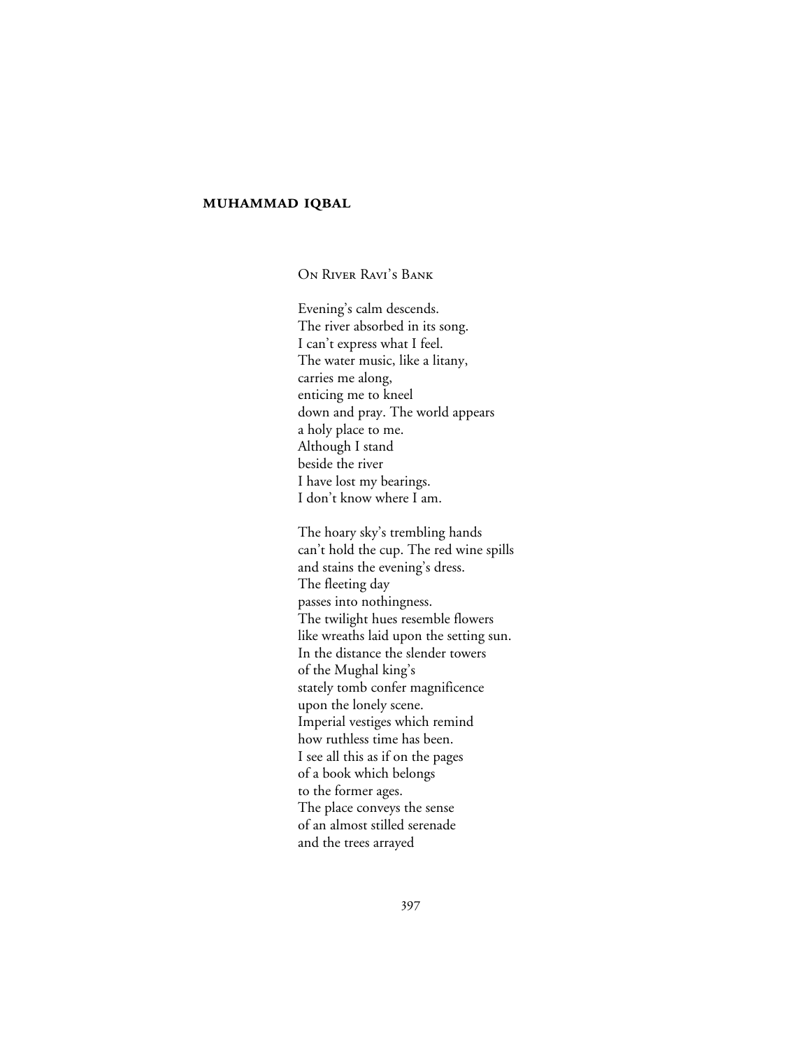**MUHAMMAD IQBAL**

### On River Ravi's Bank

Evening's calm descends.  
The river absorbed in its song.  
I can't express what I feel.  
The water music, like a litany,  
carries me along,  
enticing me to kneel  
down and pray. The world appears  
a holy place to me.  
Although I stand  
beside the river  
I have lost my bearings.  
I don't know where I am.

The hoary sky's trembling hands  
can't hold the cup. The red wine spills  
and stains the evening's dress.  
The fleeting day  
passes into nothingness.  
The twilight hues resemble flowers  
like wreaths laid upon the setting sun.  
In the distance the slender towers  
of the Mughal king's  
stately tomb confer magnificence  
upon the lonely scene.  
Imperial vestiges which remind  
how ruthless time has been.  
I see all this as if on the pages  
of a book which belongs  
to the former ages.  
The place conveys the sense  
of an almost stilled serenade  
and the trees arrayed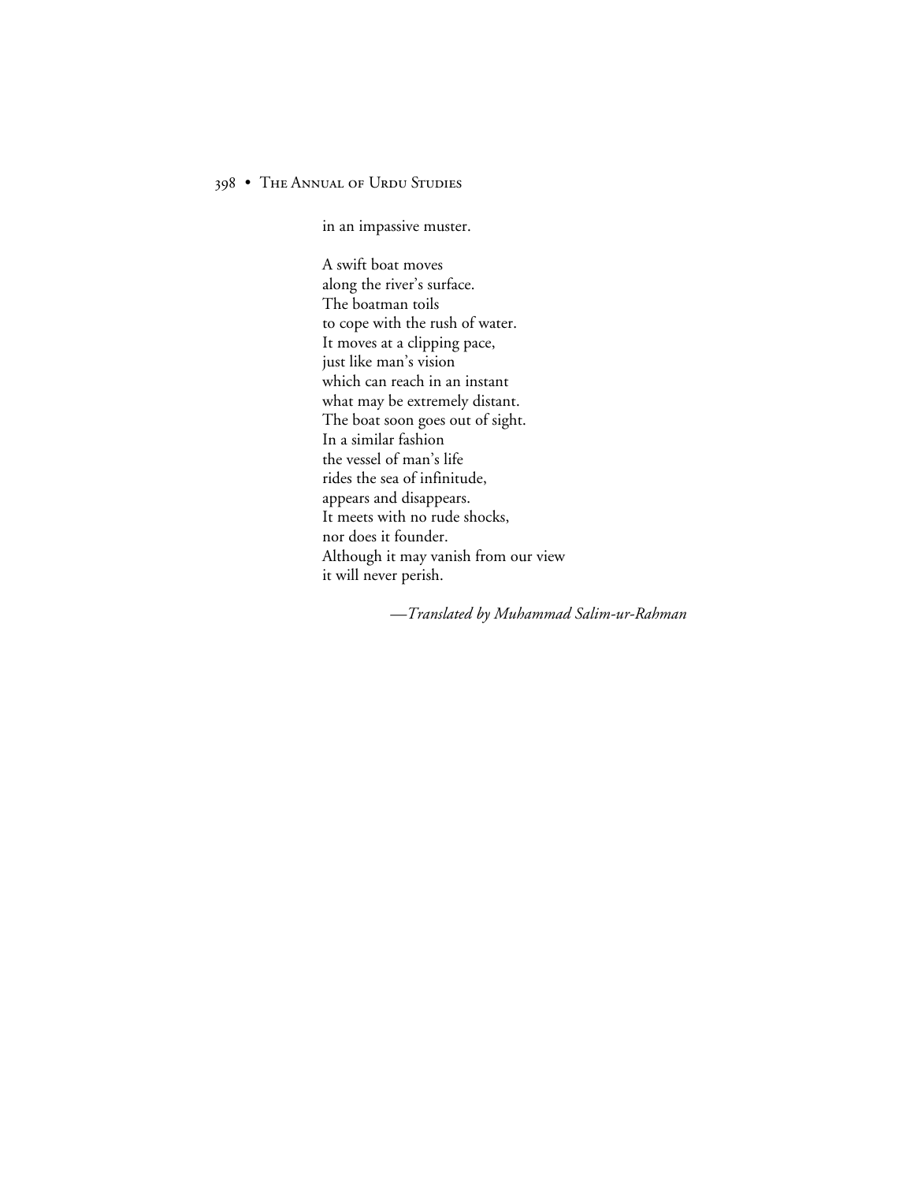in an impassive muster.

A swift boat moves  
along the river's surface.  
The boatman toils  
to cope with the rush of water.  
It moves at a clipping pace,  
just like man's vision  
which can reach in an instant  
what may be extremely distant.  
The boat soon goes out of sight.  
In a similar fashion  
the vessel of man's life  
rides the sea of infinitude,  
appears and disappears.  
It meets with no rude shocks,  
nor does it founder.  
Although it may vanish from our view  
it will never perish.

—*Translated by Muhammad Salim-ur-Rahman*